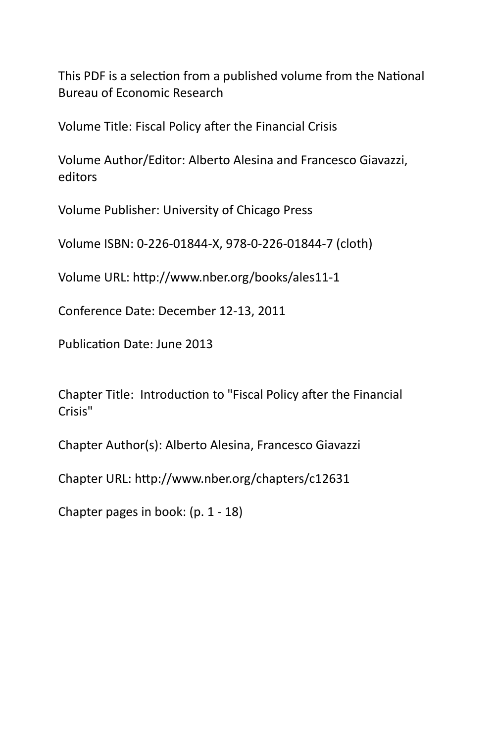This PDF is a selection from a published volume from the National Bureau of Economic Research

Volume Title: Fiscal Policy after the Financial Crisis

Volume Author/Editor: Alberto Alesina and Francesco Giavazzi, editors

Volume Publisher: University of Chicago Press

Volume ISBN: 0-226-01844-X, 978-0-226-01844-7 (cloth)

Volume URL: http://www.nber.org/books/ales11-1

Conference Date: December 12-13, 2011

Publication Date: June 2013

Chapter Title: Introduction to "Fiscal Policy after the Financial Crisis"

Chapter Author(s): Alberto Alesina, Francesco Giavazzi

Chapter URL: http://www.nber.org/chapters/c12631

Chapter pages in book: (p. 1 - 18)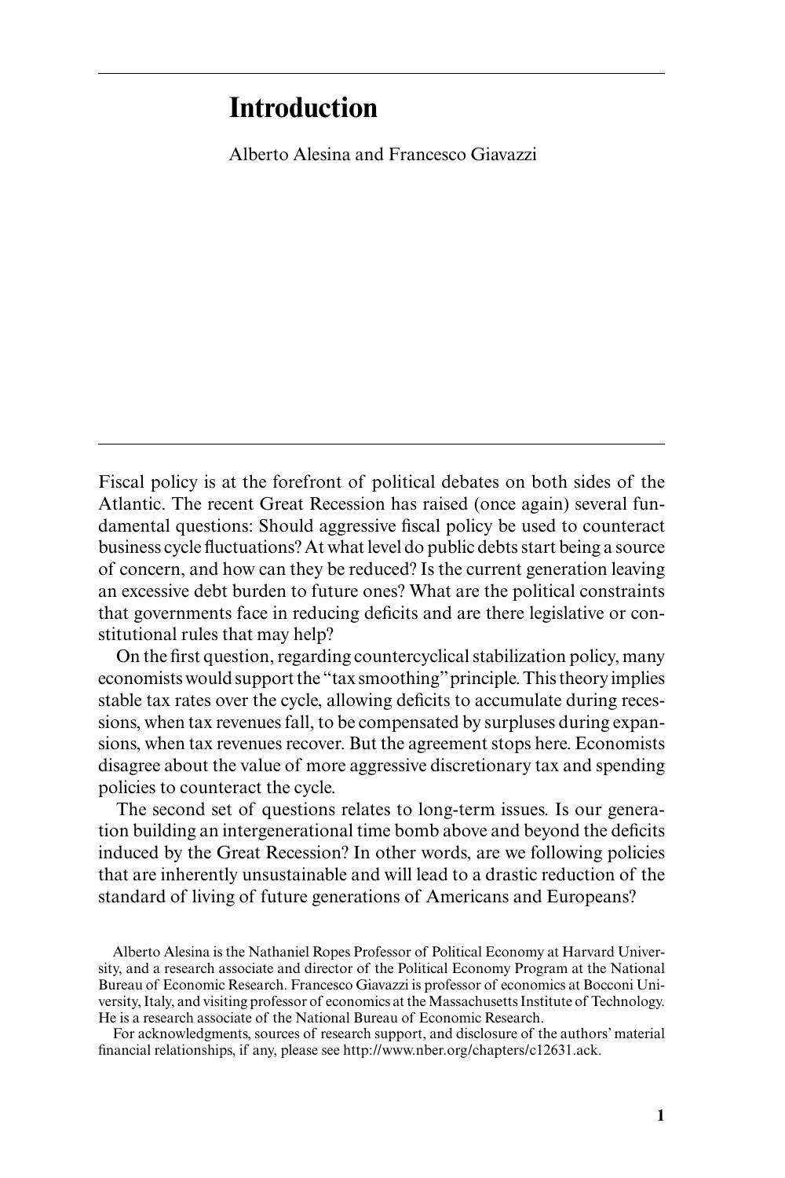# Introduction

Alberto Alesina and Francesco Giavazzi

Fiscal policy is at the forefront of political debates on both sides of the Atlantic. The recent Great Recession has raised (once again) several fundamental questions: Should aggressive fiscal policy be used to counteract business cycle fluctuations? At what level do public debts start being a source of concern, and how can they be reduced? Is the current generation leaving an excessive debt burden to future ones? What are the political constraints that governments face in reducing deficits and are there legislative or constitutional rules that may help?

On the first question, regarding countercyclical stabilization policy, many economists would support the "tax smoothing" principle. This theory implies stable tax rates over the cycle, allowing deficits to accumulate during recessions, when tax revenues fall, to be compensated by surpluses during expansions, when tax revenues recover. But the agreement stops here. Economists disagree about the value of more aggressive discretionary tax and spending policies to counteract the cycle.

The second set of questions relates to long-term issues. Is our generation building an intergenerational time bomb above and beyond the deficits induced by the Great Recession? In other words, are we following policies that are inherently unsustainable and will lead to a drastic reduction of the standard of living of future generations of Americans and Europeans?

Alberto Alesina is the Nathaniel Ropes Professor of Political Economy at Harvard University, and a research associate and director of the Political Economy Program at the National Bureau of Economic Research. Francesco Giavazzi is professor of economics at Bocconi University, Italy, and visiting professor of economics at the Massachusetts Institute of Technology. He is a research associate of the National Bureau of Economic Research.

For acknowledgments, sources of research support, and disclosure of the authors' material financial relationships, if any, please see http://www.nber.org/chapters/c12631.ack.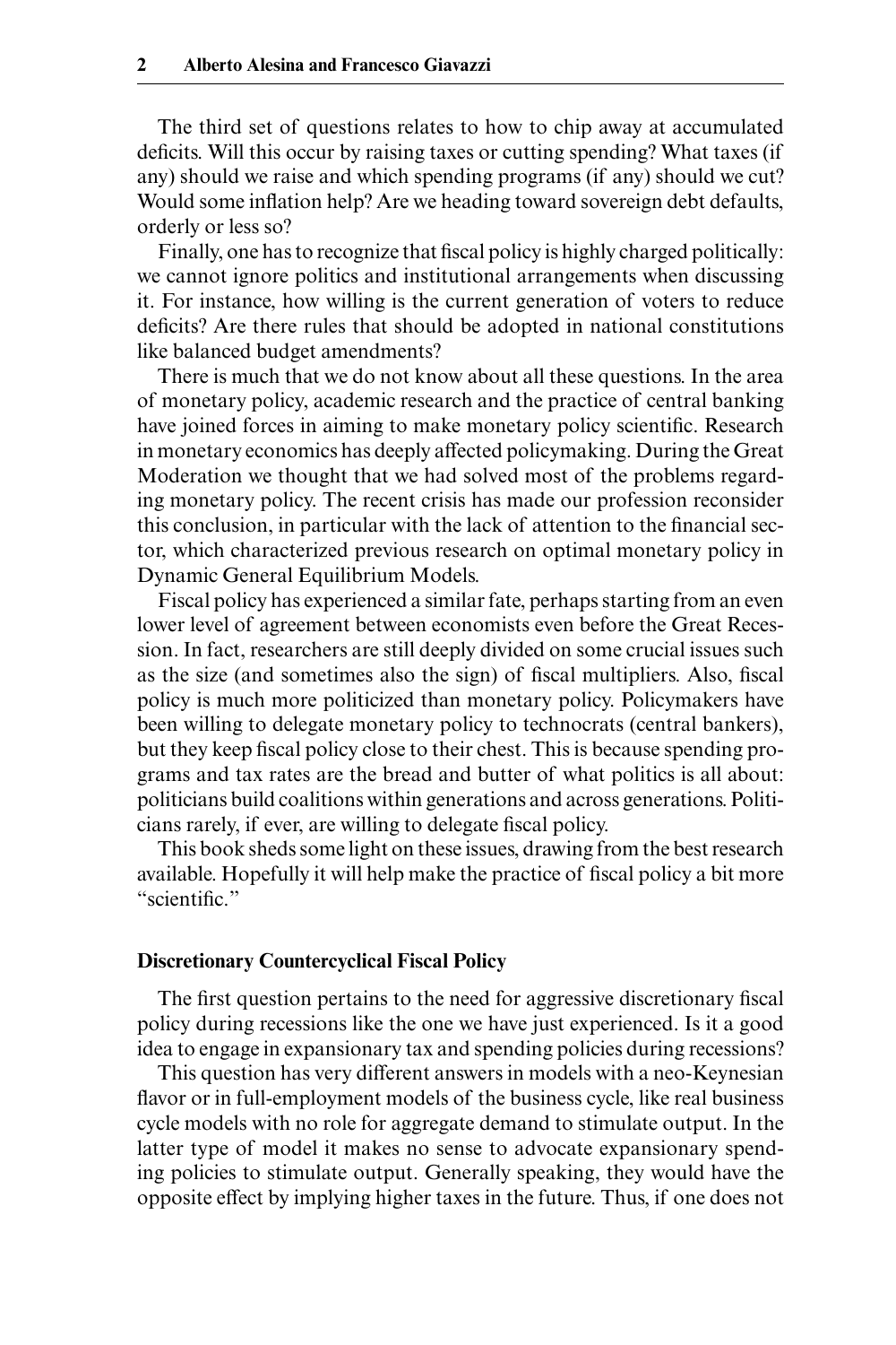The third set of questions relates to how to chip away at accumulated deficits. Will this occur by raising taxes or cutting spending? What taxes (if any) should we raise and which spending programs (if any) should we cut? Would some inflation help? Are we heading toward sovereign debt defaults, orderly or less so?

Finally, one has to recognize that fiscal policy is highly charged politically: we cannot ignore politics and institutional arrangements when discussing it. For instance, how willing is the current generation of voters to reduce deficits? Are there rules that should be adopted in national constitutions like balanced budget amendments?

There is much that we do not know about all these questions. In the area of monetary policy, academic research and the practice of central banking have joined forces in aiming to make monetary policy scientific. Research in monetary economics has deeply affected policymaking. During the Great Moderation we thought that we had solved most of the problems regarding monetary policy. The recent crisis has made our profession reconsider this conclusion, in particular with the lack of attention to the financial sector, which characterized previous research on optimal monetary policy in Dynamic General Equilibrium Models.

Fiscal policy has experienced a similar fate, perhaps starting from an even lower level of agreement between economists even before the Great Recession. In fact, researchers are still deeply divided on some crucial issues such as the size (and sometimes also the sign) of fiscal multipliers. Also, fiscal policy is much more politicized than monetary policy. Policymakers have been willing to delegate monetary policy to technocrats (central bankers), but they keep fiscal policy close to their chest. This is because spending programs and tax rates are the bread and butter of what politics is all about: politicians build coalitions within generations and across generations. Politicians rarely, if ever, are willing to delegate fiscal policy.

This book sheds some light on these issues, drawing from the best research available. Hopefully it will help make the practice of fiscal policy a bit more "scientific."

## Discretionary Countercyclical Fiscal Policy

The first question pertains to the need for aggressive discretionary fiscal policy during recessions like the one we have just experienced. Is it a good idea to engage in expansionary tax and spending policies during recessions?

This question has very different answers in models with a neo-Keynesian flavor or in full-employment models of the business cycle, like real business cycle models with no role for aggregate demand to stimulate output. In the latter type of model it makes no sense to advocate expansionary spending policies to stimulate output. Generally speaking, they would have the opposite effect by implying higher taxes in the future. Thus, if one does not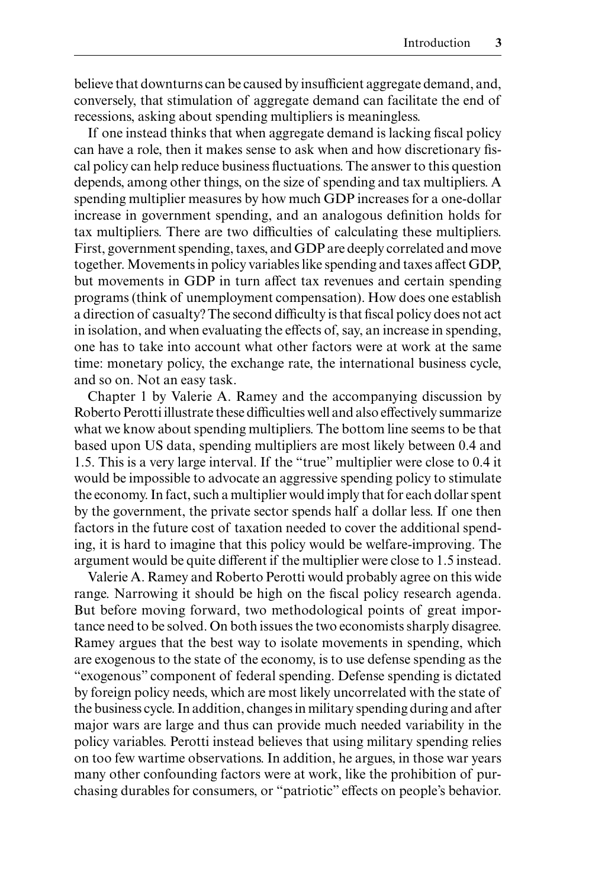believe that downturns can be caused by insufficient aggregate demand, and, conversely, that stimulation of aggregate demand can facilitate the end of recessions, asking about spending multipliers is meaningless.

If one instead thinks that when aggregate demand is lacking fiscal policy can have a role, then it makes sense to ask when and how discretionary fiscal policy can help reduce business fluctuations. The answer to this question depends, among other things, on the size of spending and tax multipliers. A spending multiplier measures by how much GDP increases for a one-dollar increase in government spending, and an analogous definition holds for tax multipliers. There are two difficulties of calculating these multipliers. First, government spending, taxes, and GDP are deeply correlated and move together. Movements in policy variables like spending and taxes affect GDP, but movements in GDP in turn affect tax revenues and certain spending programs (think of unemployment compensation). How does one establish a direction of casualty? The second difficulty is that fiscal policy does not act in isolation, and when evaluating the effects of, say, an increase in spending, one has to take into account what other factors were at work at the same time: monetary policy, the exchange rate, the international business cycle, and so on. Not an easy task.

Chapter 1 by Valerie A. Ramey and the accompanying discussion by Roberto Perotti illustrate these difficulties well and also effectively summarize what we know about spending multipliers. The bottom line seems to be that based upon US data, spending multipliers are most likely between 0.4 and 1.5. This is a very large interval. If the "true" multiplier were close to 0.4 it would be impossible to advocate an aggressive spending policy to stimulate the economy. In fact, such a multiplier would imply that for each dollar spent by the government, the private sector spends half a dollar less. If one then factors in the future cost of taxation needed to cover the additional spending, it is hard to imagine that this policy would be welfare-improving. The argument would be quite different if the multiplier were close to 1.5 instead.

Valerie A. Ramey and Roberto Perotti would probably agree on this wide range. Narrowing it should be high on the fiscal policy research agenda. But before moving forward, two methodological points of great importance need to be solved. On both issues the two economists sharply disagree. Ramey argues that the best way to isolate movements in spending, which are exogenous to the state of the economy, is to use defense spending as the "exogenous" component of federal spending. Defense spending is dictated by foreign policy needs, which are most likely uncorrelated with the state of the business cycle. In addition, changes in military spending during and after major wars are large and thus can provide much needed variability in the policy variables. Perotti instead believes that using military spending relies on too few wartime observations. In addition, he argues, in those war years many other confounding factors were at work, like the prohibition of purchasing durables for consumers, or "patriotic" effects on people's behavior.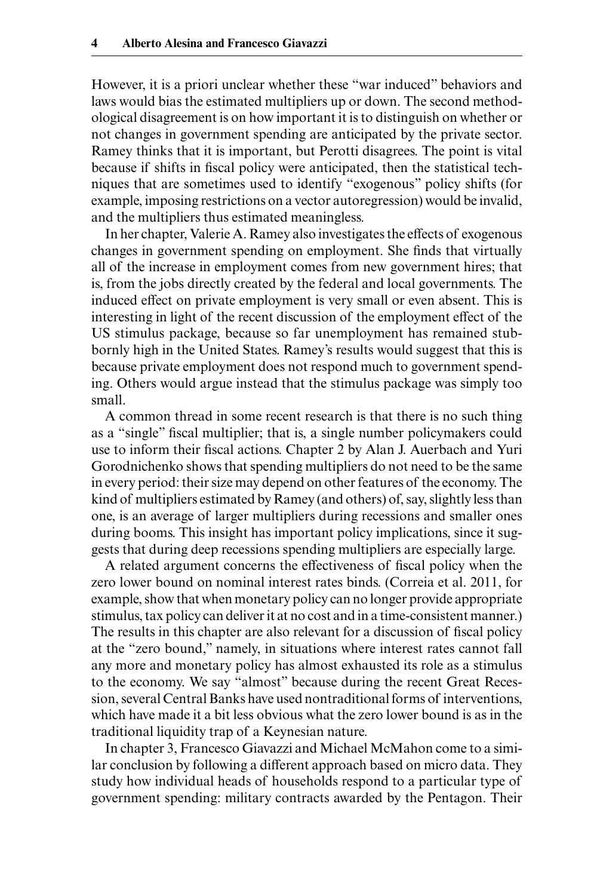However, it is a priori unclear whether these "war induced" behaviors and laws would bias the estimated multipliers up or down. The second methodological disagreement is on how important it is to distinguish on whether or not changes in government spending are anticipated by the private sector. Ramey thinks that it is important, but Perotti disagrees. The point is vital because if shifts in fiscal policy were anticipated, then the statistical techniques that are sometimes used to identify "exogenous" policy shifts (for example, imposing restrictions on a vector autoregression) would be invalid, and the multipliers thus estimated meaningless.

In her chapter, Valerie A. Ramey also investigates the effects of exogenous changes in government spending on employment. She finds that virtually all of the increase in employment comes from new government hires; that is, from the jobs directly created by the federal and local governments. The induced effect on private employment is very small or even absent. This is interesting in light of the recent discussion of the employment effect of the US stimulus package, because so far unemployment has remained stubbornly high in the United States. Ramey's results would suggest that this is because private employment does not respond much to government spending. Others would argue instead that the stimulus package was simply too small.

A common thread in some recent research is that there is no such thing as a "single" fiscal multiplier; that is, a single number policymakers could use to inform their fiscal actions. Chapter 2 by Alan J. Auerbach and Yuri Gorodnichenko shows that spending multipliers do not need to be the same in every period: their size may depend on other features of the economy. The kind of multipliers estimated by Ramey (and others) of, say, slightly less than one, is an average of larger multipliers during recessions and smaller ones during booms. This insight has important policy implications, since it suggests that during deep recessions spending multipliers are especially large.

A related argument concerns the effectiveness of fiscal policy when the zero lower bound on nominal interest rates binds. (Correia et al. 2011, for example, show that when monetary policy can no longer provide appropriate stimulus, tax policy can deliver it at no cost and in a time-consistent manner.) The results in this chapter are also relevant for a discussion of fiscal policy at the "zero bound," namely, in situations where interest rates cannot fall any more and monetary policy has almost exhausted its role as a stimulus to the economy. We say "almost" because during the recent Great Recession, several Central Banks have used nontraditional forms of interventions, which have made it a bit less obvious what the zero lower bound is as in the traditional liquidity trap of a Keynesian nature.

In chapter 3, Francesco Giavazzi and Michael McMahon come to a similar conclusion by following a different approach based on micro data. They study how individual heads of households respond to a particular type of government spending: military contracts awarded by the Pentagon. Their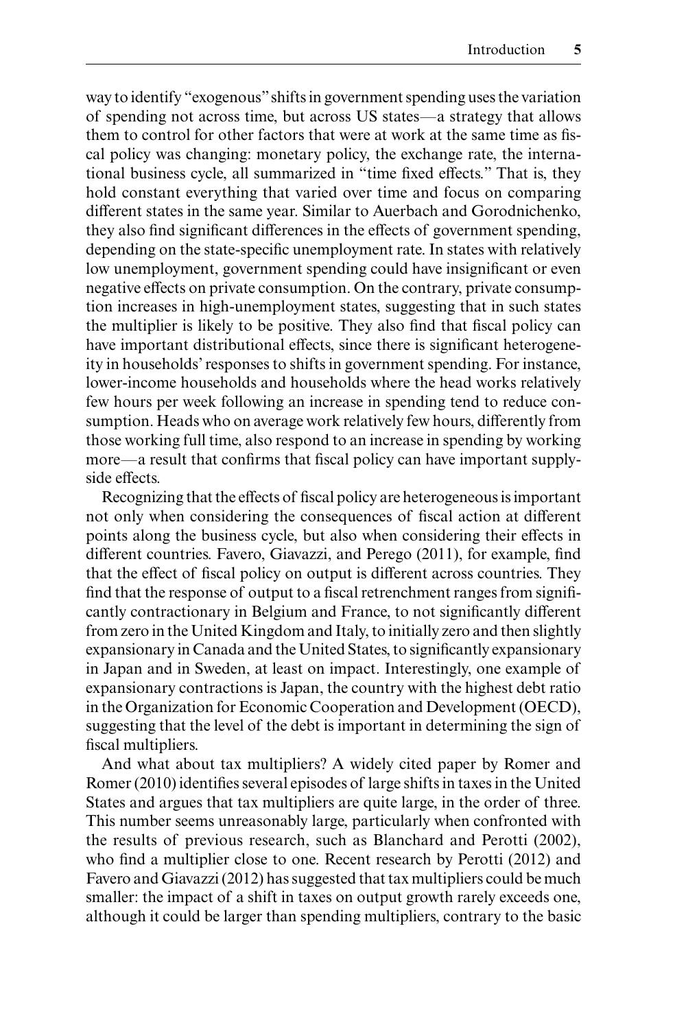way to identify "exogenous" shifts in government spending uses the variation of spending not across time, but across US states—a strategy that allows them to control for other factors that were at work at the same time as fiscal policy was changing: monetary policy, the exchange rate, the international business cycle, all summarized in "time fixed effects." That is, they hold constant everything that varied over time and focus on comparing different states in the same year. Similar to Auerbach and Gorodnichenko, they also find significant differences in the effects of government spending, depending on the state-specific unemployment rate. In states with relatively low unemployment, government spending could have insignificant or even negative effects on private consumption. On the contrary, private consumption increases in high-unemployment states, suggesting that in such states the multiplier is likely to be positive. They also find that fiscal policy can have important distributional effects, since there is significant heterogeneity in households' responses to shifts in government spending. For instance, lower-income households and households where the head works relatively few hours per week following an increase in spending tend to reduce consumption. Heads who on average work relatively few hours, differently from those working full time, also respond to an increase in spending by working more—a result that confirms that fiscal policy can have important supply-side effects.

Recognizing that the effects of fiscal policy are heterogeneous is important not only when considering the consequences of fiscal action at different points along the business cycle, but also when considering their effects in different countries. Favero, Giavazzi, and Perego (2011), for example, find that the effect of fiscal policy on output is different across countries. They find that the response of output to a fiscal retrenchment ranges from significantly contractionary in Belgium and France, to not significantly different from zero in the United Kingdom and Italy, to initially zero and then slightly expansionary in Canada and the United States, to significantly expansionary in Japan and in Sweden, at least on impact. Interestingly, one example of expansionary contractions is Japan, the country with the highest debt ratio in the Organization for Economic Cooperation and Development (OECD), suggesting that the level of the debt is important in determining the sign of fiscal multipliers.

And what about tax multipliers? A widely cited paper by Romer and Romer (2010) identifies several episodes of large shifts in taxes in the United States and argues that tax multipliers are quite large, in the order of three. This number seems unreasonably large, particularly when confronted with the results of previous research, such as Blanchard and Perotti (2002), who find a multiplier close to one. Recent research by Perotti (2012) and Favero and Giavazzi (2012) has suggested that tax multipliers could be much smaller: the impact of a shift in taxes on output growth rarely exceeds one, although it could be larger than spending multipliers, contrary to the basic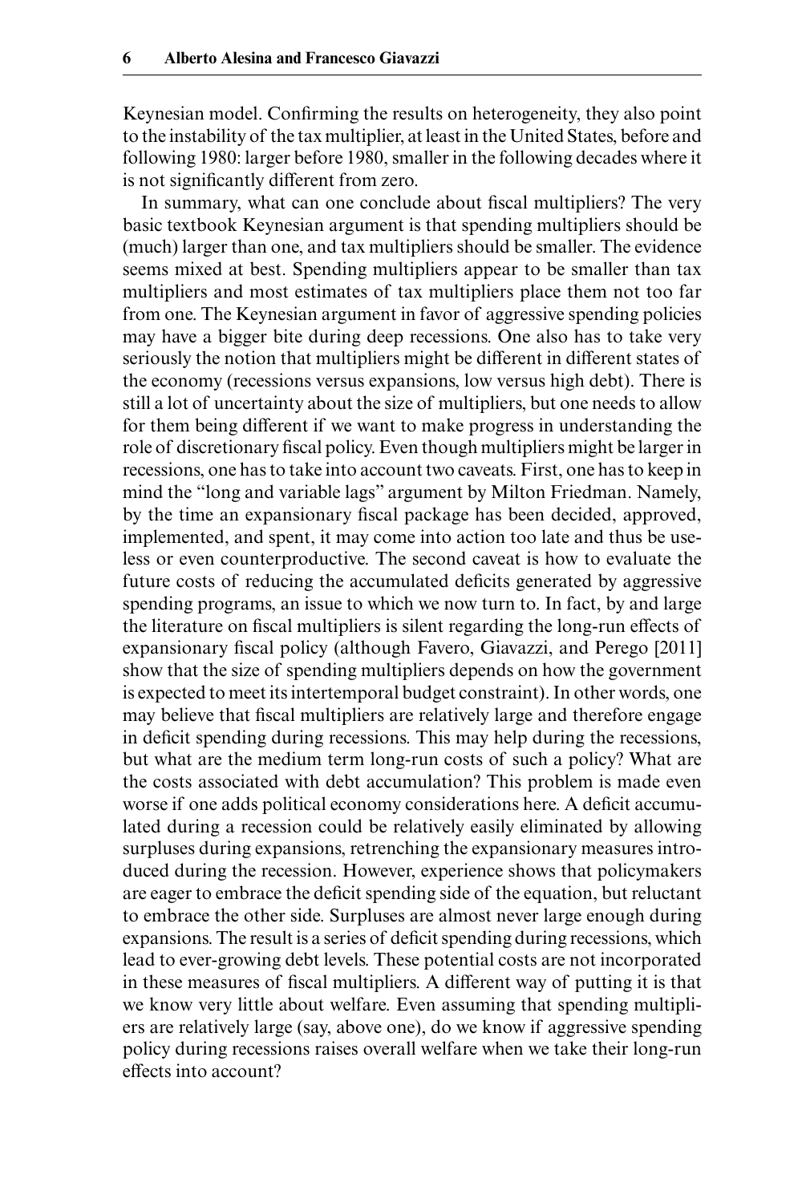Keynesian model. Confirming the results on heterogeneity, they also point to the instability of the tax multiplier, at least in the United States, before and following 1980: larger before 1980, smaller in the following decades where it is not significantly different from zero.

In summary, what can one conclude about fiscal multipliers? The very basic textbook Keynesian argument is that spending multipliers should be (much) larger than one, and tax multipliers should be smaller. The evidence seems mixed at best. Spending multipliers appear to be smaller than tax multipliers and most estimates of tax multipliers place them not too far from one. The Keynesian argument in favor of aggressive spending policies may have a bigger bite during deep recessions. One also has to take very seriously the notion that multipliers might be different in different states of the economy (recessions versus expansions, low versus high debt). There is still a lot of uncertainty about the size of multipliers, but one needs to allow for them being different if we want to make progress in understanding the role of discretionary fiscal policy. Even though multipliers might be larger in recessions, one has to take into account two caveats. First, one has to keep in mind the "long and variable lags" argument by Milton Friedman. Namely, by the time an expansionary fiscal package has been decided, approved, implemented, and spent, it may come into action too late and thus be useless or even counterproductive. The second caveat is how to evaluate the future costs of reducing the accumulated deficits generated by aggressive spending programs, an issue to which we now turn to. In fact, by and large the literature on fiscal multipliers is silent regarding the long-run effects of expansionary fiscal policy (although Favero, Giavazzi, and Perego [2011] show that the size of spending multipliers depends on how the government is expected to meet its intertemporal budget constraint). In other words, one may believe that fiscal multipliers are relatively large and therefore engage in deficit spending during recessions. This may help during the recessions, but what are the medium term long-run costs of such a policy? What are the costs associated with debt accumulation? This problem is made even worse if one adds political economy considerations here. A deficit accumulated during a recession could be relatively easily eliminated by allowing surpluses during expansions, retrenching the expansionary measures introduced during the recession. However, experience shows that policymakers are eager to embrace the deficit spending side of the equation, but reluctant to embrace the other side. Surpluses are almost never large enough during expansions. The result is a series of deficit spending during recessions, which lead to ever-growing debt levels. These potential costs are not incorporated in these measures of fiscal multipliers. A different way of putting it is that we know very little about welfare. Even assuming that spending multipliers are relatively large (say, above one), do we know if aggressive spending policy during recessions raises overall welfare when we take their long-run effects into account?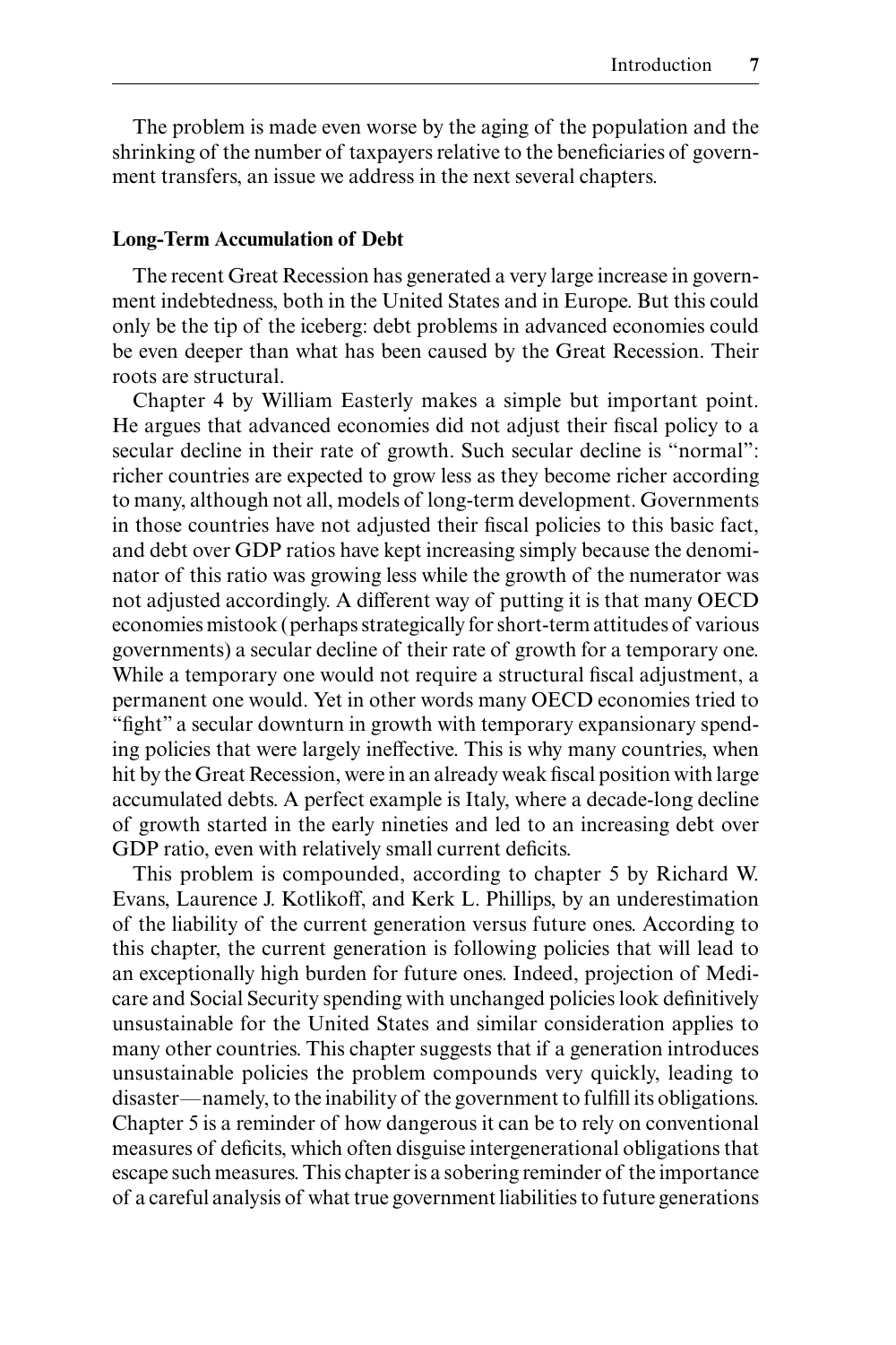The problem is made even worse by the aging of the population and the shrinking of the number of taxpayers relative to the beneficiaries of government transfers, an issue we address in the next several chapters.

### Long-Term Accumulation of Debt

The recent Great Recession has generated a very large increase in government indebtedness, both in the United States and in Europe. But this could only be the tip of the iceberg: debt problems in advanced economies could be even deeper than what has been caused by the Great Recession. Their roots are structural.

Chapter 4 by William Easterly makes a simple but important point. He argues that advanced economies did not adjust their fiscal policy to a secular decline in their rate of growth. Such secular decline is "normal": richer countries are expected to grow less as they become richer according to many, although not all, models of long-term development. Governments in those countries have not adjusted their fiscal policies to this basic fact, and debt over GDP ratios have kept increasing simply because the denominator of this ratio was growing less while the growth of the numerator was not adjusted accordingly. A different way of putting it is that many OECD economies mistook (perhaps strategically for short-term attitudes of various governments) a secular decline of their rate of growth for a temporary one. While a temporary one would not require a structural fiscal adjustment, a permanent one would. Yet in other words many OECD economies tried to "fight" a secular downturn in growth with temporary expansionary spending policies that were largely ineffective. This is why many countries, when hit by the Great Recession, were in an already weak fiscal position with large accumulated debts. A perfect example is Italy, where a decade-long decline of growth started in the early nineties and led to an increasing debt over GDP ratio, even with relatively small current deficits.

This problem is compounded, according to chapter 5 by Richard W. Evans, Laurence J. Kotlikoff, and Kerk L. Phillips, by an underestimation of the liability of the current generation versus future ones. According to this chapter, the current generation is following policies that will lead to an exceptionally high burden for future ones. Indeed, projection of Medicare and Social Security spending with unchanged policies look definitively unsustainable for the United States and similar consideration applies to many other countries. This chapter suggests that if a generation introduces unsustainable policies the problem compounds very quickly, leading to disaster—namely, to the inability of the government to fulfill its obligations. Chapter 5 is a reminder of how dangerous it can be to rely on conventional measures of deficits, which often disguise intergenerational obligations that escape such measures. This chapter is a sobering reminder of the importance of a careful analysis of what true government liabilities to future generations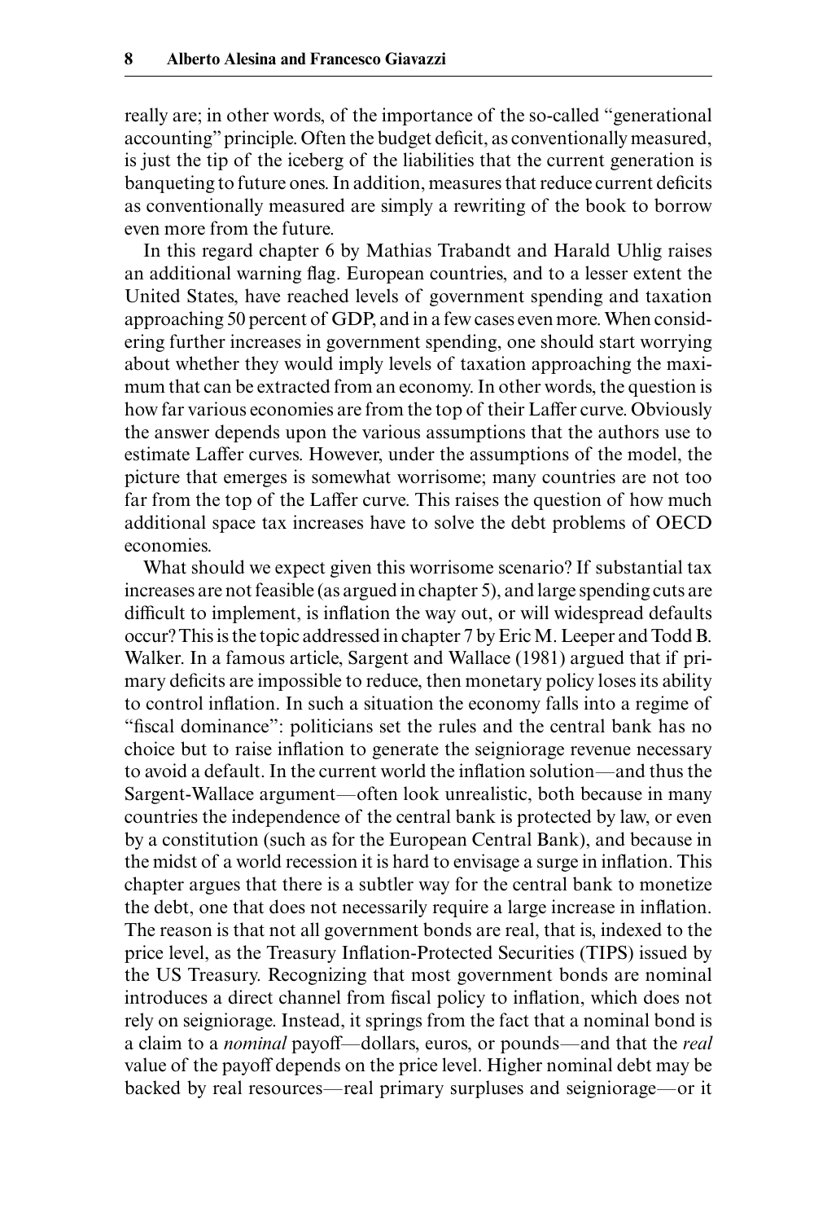really are; in other words, of the importance of the so-called "generational accounting" principle. Often the budget deficit, as conventionally measured, is just the tip of the iceberg of the liabilities that the current generation is banqueting to future ones. In addition, measures that reduce current deficits as conventionally measured are simply a rewriting of the book to borrow even more from the future.

In this regard chapter 6 by Mathias Trabandt and Harald Uhlig raises an additional warning flag. European countries, and to a lesser extent the United States, have reached levels of government spending and taxation approaching 50 percent of GDP, and in a few cases even more. When considering further increases in government spending, one should start worrying about whether they would imply levels of taxation approaching the maximum that can be extracted from an economy. In other words, the question is how far various economies are from the top of their Laffer curve. Obviously the answer depends upon the various assumptions that the authors use to estimate Laffer curves. However, under the assumptions of the model, the picture that emerges is somewhat worrisome; many countries are not too far from the top of the Laffer curve. This raises the question of how much additional space tax increases have to solve the debt problems of OECD economies.

What should we expect given this worrisome scenario? If substantial tax increases are not feasible (as argued in chapter 5), and large spending cuts are difficult to implement, is inflation the way out, or will widespread defaults occur? This is the topic addressed in chapter 7 by Eric M. Leeper and Todd B. Walker. In a famous article, Sargent and Wallace (1981) argued that if primary deficits are impossible to reduce, then monetary policy loses its ability to control inflation. In such a situation the economy falls into a regime of "fiscal dominance": politicians set the rules and the central bank has no choice but to raise inflation to generate the seigniorage revenue necessary to avoid a default. In the current world the inflation solution—and thus the Sargent-Wallace argument—often look unrealistic, both because in many countries the independence of the central bank is protected by law, or even by a constitution (such as for the European Central Bank), and because in the midst of a world recession it is hard to envisage a surge in inflation. This chapter argues that there is a subtler way for the central bank to monetize the debt, one that does not necessarily require a large increase in inflation. The reason is that not all government bonds are real, that is, indexed to the price level, as the Treasury Inflation-Protected Securities (TIPS) issued by the US Treasury. Recognizing that most government bonds are nominal introduces a direct channel from fiscal policy to inflation, which does not rely on seigniorage. Instead, it springs from the fact that a nominal bond is a claim to a *nominal* payoff—dollars, euros, or pounds—and that the *real* value of the payoff depends on the price level. Higher nominal debt may be backed by real resources—real primary surpluses and seigniorage—or it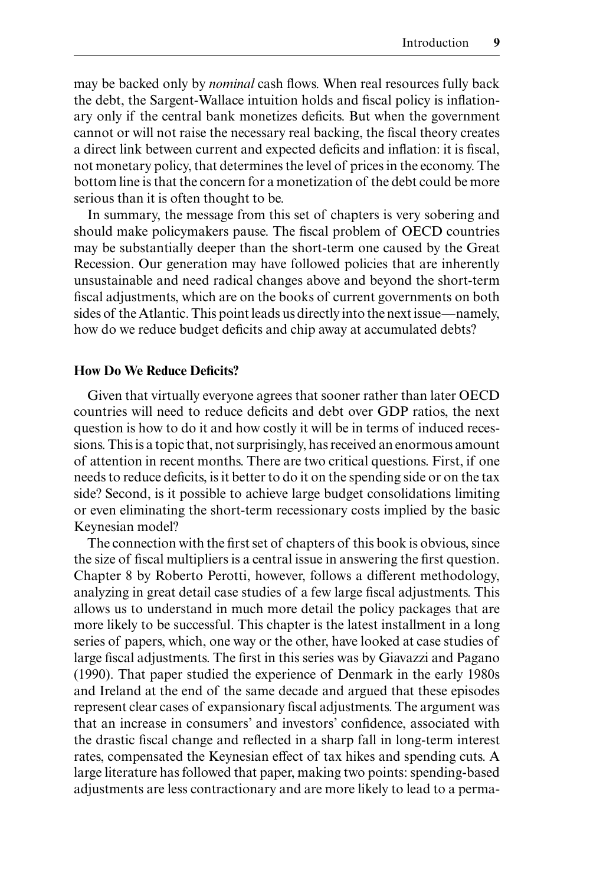may be backed only by *nominal* cash flows. When real resources fully back the debt, the Sargent-Wallace intuition holds and fiscal policy is inflationary only if the central bank monetizes deficits. But when the government cannot or will not raise the necessary real backing, the fiscal theory creates a direct link between current and expected deficits and inflation: it is fiscal, not monetary policy, that determines the level of prices in the economy. The bottom line is that the concern for a monetization of the debt could be more serious than it is often thought to be.

In summary, the message from this set of chapters is very sobering and should make policymakers pause. The fiscal problem of OECD countries may be substantially deeper than the short-term one caused by the Great Recession. Our generation may have followed policies that are inherently unsustainable and need radical changes above and beyond the short-term fiscal adjustments, which are on the books of current governments on both sides of the Atlantic. This point leads us directly into the next issue—namely, how do we reduce budget deficits and chip away at accumulated debts?

## How Do We Reduce Deficits?

Given that virtually everyone agrees that sooner rather than later OECD countries will need to reduce deficits and debt over GDP ratios, the next question is how to do it and how costly it will be in terms of induced recessions. This is a topic that, not surprisingly, has received an enormous amount of attention in recent months. There are two critical questions. First, if one needs to reduce deficits, is it better to do it on the spending side or on the tax side? Second, is it possible to achieve large budget consolidations limiting or even eliminating the short-term recessionary costs implied by the basic Keynesian model?

The connection with the first set of chapters of this book is obvious, since the size of fiscal multipliers is a central issue in answering the first question. Chapter 8 by Roberto Perotti, however, follows a different methodology, analyzing in great detail case studies of a few large fiscal adjustments. This allows us to understand in much more detail the policy packages that are more likely to be successful. This chapter is the latest installment in a long series of papers, which, one way or the other, have looked at case studies of large fiscal adjustments. The first in this series was by Giavazzi and Pagano (1990). That paper studied the experience of Denmark in the early 1980s and Ireland at the end of the same decade and argued that these episodes represent clear cases of expansionary fiscal adjustments. The argument was that an increase in consumers' and investors' confidence, associated with the drastic fiscal change and reflected in a sharp fall in long-term interest rates, compensated the Keynesian effect of tax hikes and spending cuts. A large literature has followed that paper, making two points: spending-based adjustments are less contractionary and are more likely to lead to a perma-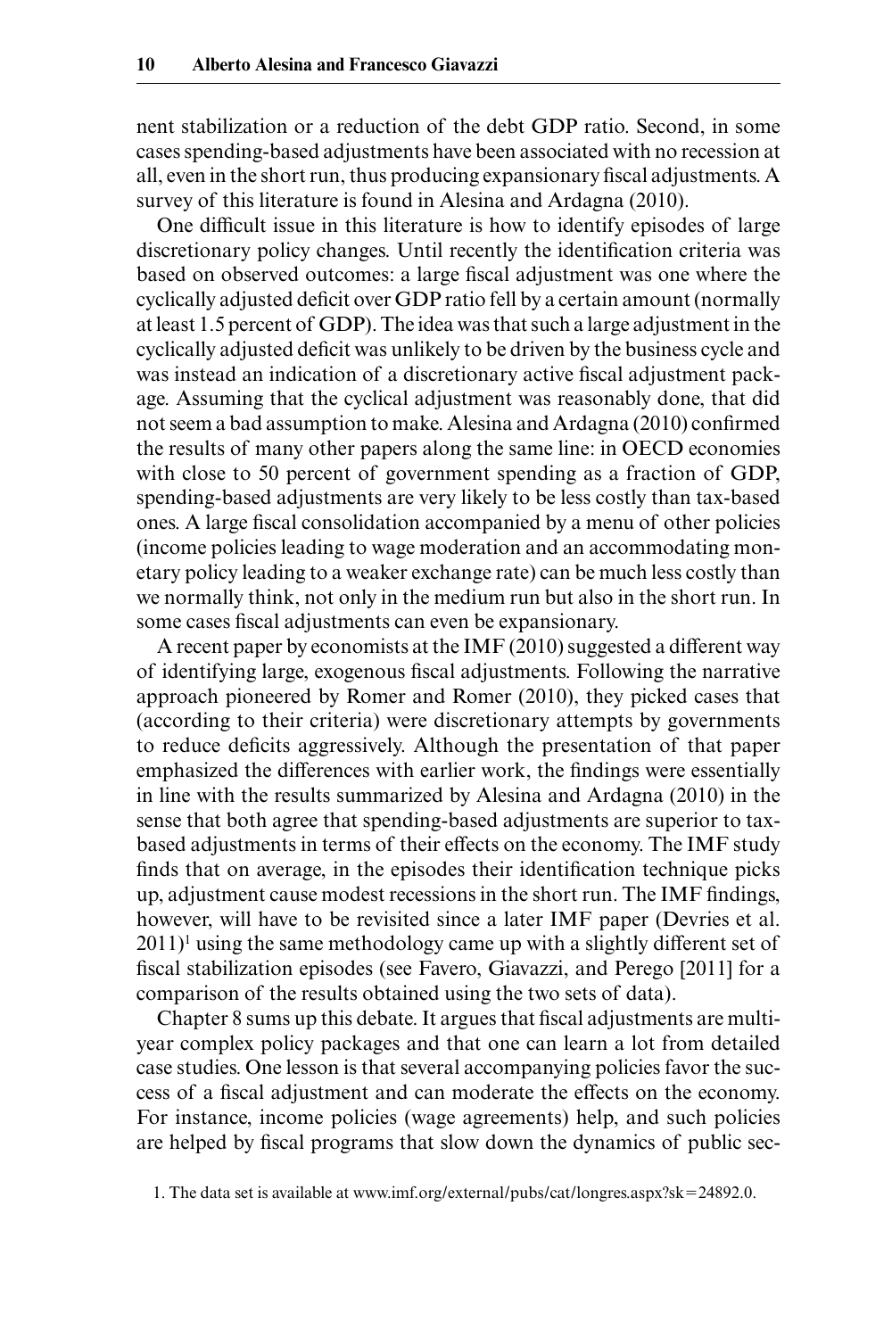nent stabilization or a reduction of the debt GDP ratio. Second, in some cases spending-based adjustments have been associated with no recession at all, even in the short run, thus producing expansionary fiscal adjustments. A survey of this literature is found in Alesina and Ardagna (2010).

One difficult issue in this literature is how to identify episodes of large discretionary policy changes. Until recently the identification criteria was based on observed outcomes: a large fiscal adjustment was one where the cyclically adjusted deficit over GDP ratio fell by a certain amount (normally at least 1.5 percent of GDP). The idea was that such a large adjustment in the cyclically adjusted deficit was unlikely to be driven by the business cycle and was instead an indication of a discretionary active fiscal adjustment package. Assuming that the cyclical adjustment was reasonably done, that did not seem a bad assumption to make. Alesina and Ardagna (2010) confirmed the results of many other papers along the same line: in OECD economies with close to 50 percent of government spending as a fraction of GDP, spending-based adjustments are very likely to be less costly than tax-based ones. A large fiscal consolidation accompanied by a menu of other policies (income policies leading to wage moderation and an accommodating monetary policy leading to a weaker exchange rate) can be much less costly than we normally think, not only in the medium run but also in the short run. In some cases fiscal adjustments can even be expansionary.

A recent paper by economists at the IMF (2010) suggested a different way of identifying large, exogenous fiscal adjustments. Following the narrative approach pioneered by Romer and Romer (2010), they picked cases that (according to their criteria) were discretionary attempts by governments to reduce deficits aggressively. Although the presentation of that paper emphasized the differences with earlier work, the findings were essentially in line with the results summarized by Alesina and Ardagna (2010) in the sense that both agree that spending-based adjustments are superior to tax-based adjustments in terms of their effects on the economy. The IMF study finds that on average, in the episodes their identification technique picks up, adjustment cause modest recessions in the short run. The IMF findings, however, will have to be revisited since a later IMF paper (Devries et al. 2011)[1] using the same methodology came up with a slightly different set of fiscal stabilization episodes (see Favero, Giavazzi, and Perego [2011] for a comparison of the results obtained using the two sets of data).

Chapter 8 sums up this debate. It argues that fiscal adjustments are multi-year complex policy packages and that one can learn a lot from detailed case studies. One lesson is that several accompanying policies favor the success of a fiscal adjustment and can moderate the effects on the economy. For instance, income policies (wage agreements) help, and such policies are helped by fiscal programs that slow down the dynamics of public sec-

1. The data set is available at www.imf.org/external/pubs/cat/longres.aspx?sk=24892.0.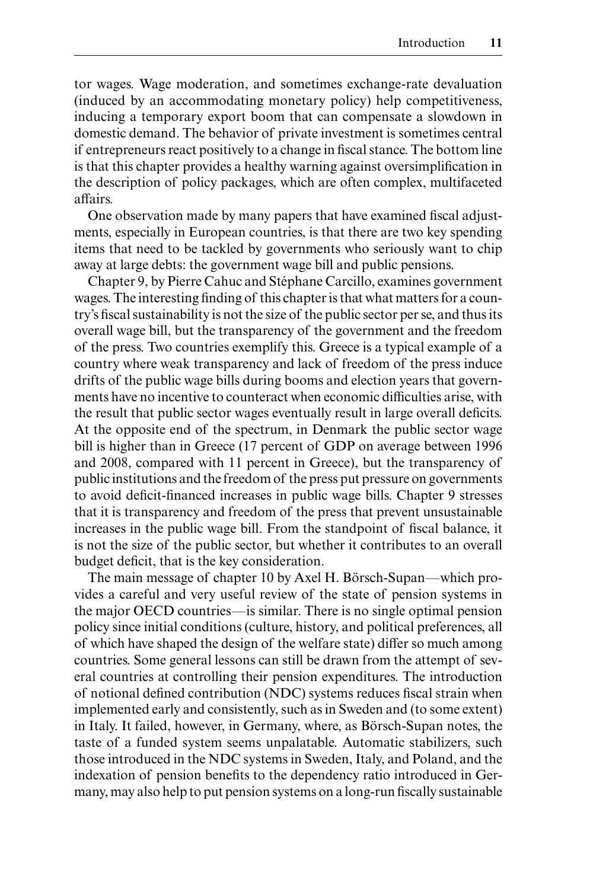tor wages. Wage moderation, and sometimes exchange-rate devaluation (induced by an accommodating monetary policy) help competitiveness, inducing a temporary export boom that can compensate a slowdown in domestic demand. The behavior of private investment is sometimes central if entrepreneurs react positively to a change in fiscal stance. The bottom line is that this chapter provides a healthy warning against oversimplification in the description of policy packages, which are often complex, multifaceted affairs.

One observation made by many papers that have examined fiscal adjustments, especially in European countries, is that there are two key spending items that need to be tackled by governments who seriously want to chip away at large debts: the government wage bill and public pensions.

Chapter 9, by Pierre Cahuc and Stéphane Carcillo, examines government wages. The interesting finding of this chapter is that what matters for a country's fiscal sustainability is not the size of the public sector per se, and thus its overall wage bill, but the transparency of the government and the freedom of the press. Two countries exemplify this. Greece is a typical example of a country where weak transparency and lack of freedom of the press induce drifts of the public wage bills during booms and election years that governments have no incentive to counteract when economic difficulties arise, with the result that public sector wages eventually result in large overall deficits. At the opposite end of the spectrum, in Denmark the public sector wage bill is higher than in Greece (17 percent of GDP on average between 1996 and 2008, compared with 11 percent in Greece), but the transparency of public institutions and the freedom of the press put pressure on governments to avoid deficit-financed increases in public wage bills. Chapter 9 stresses that it is transparency and freedom of the press that prevent unsustainable increases in the public wage bill. From the standpoint of fiscal balance, it is not the size of the public sector, but whether it contributes to an overall budget deficit, that is the key consideration.

The main message of chapter 10 by Axel H. Börsch-Supan—which provides a careful and very useful review of the state of pension systems in the major OECD countries—is similar. There is no single optimal pension policy since initial conditions (culture, history, and political preferences, all of which have shaped the design of the welfare state) differ so much among countries. Some general lessons can still be drawn from the attempt of several countries at controlling their pension expenditures. The introduction of notional defined contribution (NDC) systems reduces fiscal strain when implemented early and consistently, such as in Sweden and (to some extent) in Italy. It failed, however, in Germany, where, as Börsch-Supan notes, the taste of a funded system seems unpalatable. Automatic stabilizers, such those introduced in the NDC systems in Sweden, Italy, and Poland, and the indexation of pension benefits to the dependency ratio introduced in Germany, may also help to put pension systems on a long-run fiscally sustainable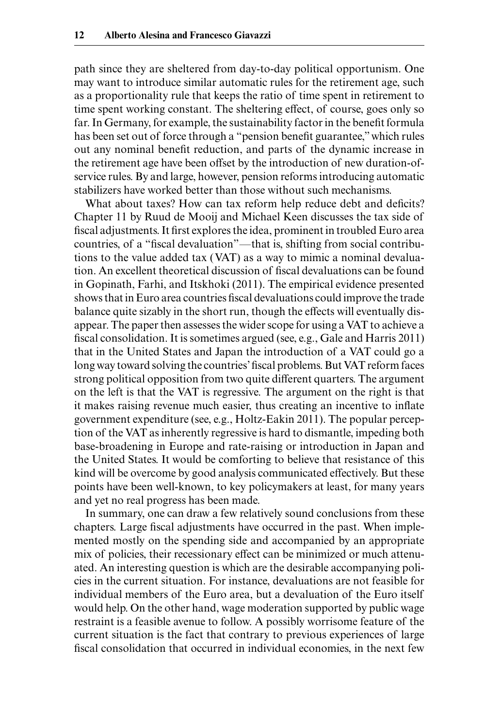path since they are sheltered from day-to-day political opportunism. One may want to introduce similar automatic rules for the retirement age, such as a proportionality rule that keeps the ratio of time spent in retirement to time spent working constant. The sheltering effect, of course, goes only so far. In Germany, for example, the sustainability factor in the benefit formula has been set out of force through a "pension benefit guarantee," which rules out any nominal benefit reduction, and parts of the dynamic increase in the retirement age have been offset by the introduction of new duration-of-service rules. By and large, however, pension reforms introducing automatic stabilizers have worked better than those without such mechanisms.

What about taxes? How can tax reform help reduce debt and deficits? Chapter 11 by Ruud de Mooij and Michael Keen discusses the tax side of fiscal adjustments. It first explores the idea, prominent in troubled Euro area countries, of a "fiscal devaluation"—that is, shifting from social contributions to the value added tax (VAT) as a way to mimic a nominal devaluation. An excellent theoretical discussion of fiscal devaluations can be found in Gopinath, Farhi, and Itskhoki (2011). The empirical evidence presented shows that in Euro area countries fiscal devaluations could improve the trade balance quite sizably in the short run, though the effects will eventually disappear. The paper then assesses the wider scope for using a VAT to achieve a fiscal consolidation. It is sometimes argued (see, e.g., Gale and Harris 2011) that in the United States and Japan the introduction of a VAT could go a long way toward solving the countries' fiscal problems. But VAT reform faces strong political opposition from two quite different quarters. The argument on the left is that the VAT is regressive. The argument on the right is that it makes raising revenue much easier, thus creating an incentive to inflate government expenditure (see, e.g., Holtz-Eakin 2011). The popular perception of the VAT as inherently regressive is hard to dismantle, impeding both base-broadening in Europe and rate-raising or introduction in Japan and the United States. It would be comforting to believe that resistance of this kind will be overcome by good analysis communicated effectively. But these points have been well-known, to key policymakers at least, for many years and yet no real progress has been made.

In summary, one can draw a few relatively sound conclusions from these chapters. Large fiscal adjustments have occurred in the past. When implemented mostly on the spending side and accompanied by an appropriate mix of policies, their recessionary effect can be minimized or much attenuated. An interesting question is which are the desirable accompanying policies in the current situation. For instance, devaluations are not feasible for individual members of the Euro area, but a devaluation of the Euro itself would help. On the other hand, wage moderation supported by public wage restraint is a feasible avenue to follow. A possibly worrisome feature of the current situation is the fact that contrary to previous experiences of large fiscal consolidation that occurred in individual economies, in the next few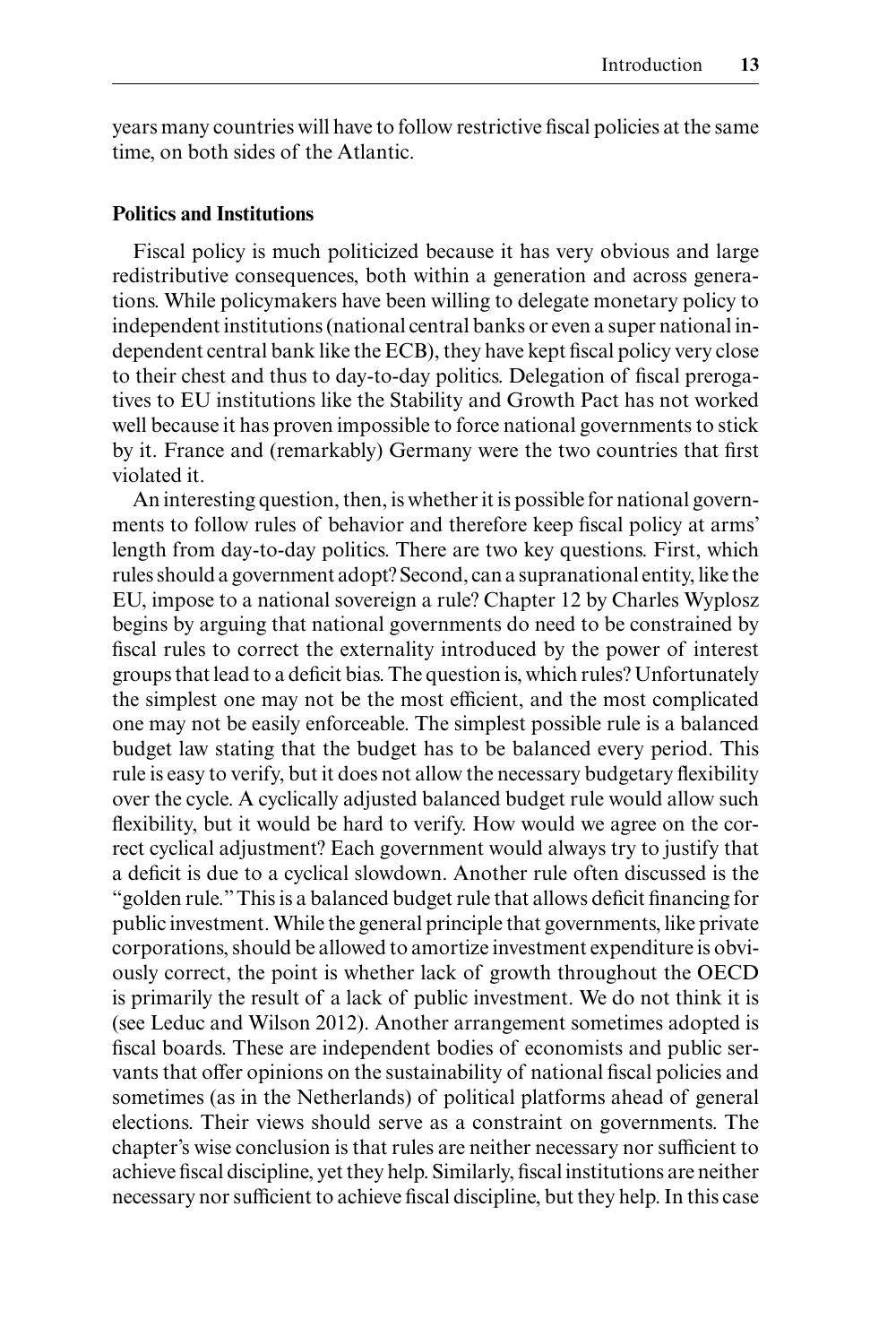years many countries will have to follow restrictive fiscal policies at the same time, on both sides of the Atlantic.

### Politics and Institutions

Fiscal policy is much politicized because it has very obvious and large redistributive consequences, both within a generation and across generations. While policymakers have been willing to delegate monetary policy to independent institutions (national central banks or even a super national independent central bank like the ECB), they have kept fiscal policy very close to their chest and thus to day-to-day politics. Delegation of fiscal prerogatives to EU institutions like the Stability and Growth Pact has not worked well because it has proven impossible to force national governments to stick by it. France and (remarkably) Germany were the two countries that first violated it.

An interesting question, then, is whether it is possible for national governments to follow rules of behavior and therefore keep fiscal policy at arms' length from day-to-day politics. There are two key questions. First, which rules should a government adopt? Second, can a supranational entity, like the EU, impose to a national sovereign a rule? Chapter 12 by Charles Wyplosz begins by arguing that national governments do need to be constrained by fiscal rules to correct the externality introduced by the power of interest groups that lead to a deficit bias. The question is, which rules? Unfortunately the simplest one may not be the most efficient, and the most complicated one may not be easily enforceable. The simplest possible rule is a balanced budget law stating that the budget has to be balanced every period. This rule is easy to verify, but it does not allow the necessary budgetary flexibility over the cycle. A cyclically adjusted balanced budget rule would allow such flexibility, but it would be hard to verify. How would we agree on the correct cyclical adjustment? Each government would always try to justify that a deficit is due to a cyclical slowdown. Another rule often discussed is the "golden rule." This is a balanced budget rule that allows deficit financing for public investment. While the general principle that governments, like private corporations, should be allowed to amortize investment expenditure is obviously correct, the point is whether lack of growth throughout the OECD is primarily the result of a lack of public investment. We do not think it is (see Leduc and Wilson 2012). Another arrangement sometimes adopted is fiscal boards. These are independent bodies of economists and public servants that offer opinions on the sustainability of national fiscal policies and sometimes (as in the Netherlands) of political platforms ahead of general elections. Their views should serve as a constraint on governments. The chapter's wise conclusion is that rules are neither necessary nor sufficient to achieve fiscal discipline, yet they help. Similarly, fiscal institutions are neither necessary nor sufficient to achieve fiscal discipline, but they help. In this case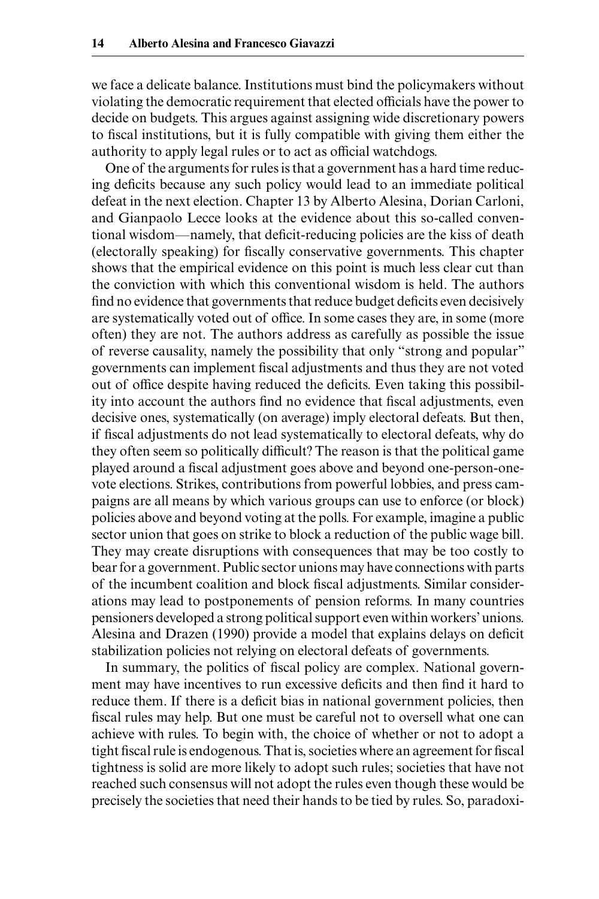we face a delicate balance. Institutions must bind the policymakers without violating the democratic requirement that elected officials have the power to decide on budgets. This argues against assigning wide discretionary powers to fiscal institutions, but it is fully compatible with giving them either the authority to apply legal rules or to act as official watchdogs.

One of the arguments for rules is that a government has a hard time reducing deficits because any such policy would lead to an immediate political defeat in the next election. Chapter 13 by Alberto Alesina, Dorian Carloni, and Gianpaolo Lecce looks at the evidence about this so-called conventional wisdom—namely, that deficit-reducing policies are the kiss of death (electorally speaking) for fiscally conservative governments. This chapter shows that the empirical evidence on this point is much less clear cut than the conviction with which this conventional wisdom is held. The authors find no evidence that governments that reduce budget deficits even decisively are systematically voted out of office. In some cases they are, in some (more often) they are not. The authors address as carefully as possible the issue of reverse causality, namely the possibility that only "strong and popular" governments can implement fiscal adjustments and thus they are not voted out of office despite having reduced the deficits. Even taking this possibility into account the authors find no evidence that fiscal adjustments, even decisive ones, systematically (on average) imply electoral defeats. But then, if fiscal adjustments do not lead systematically to electoral defeats, why do they often seem so politically difficult? The reason is that the political game played around a fiscal adjustment goes above and beyond one-person-one-vote elections. Strikes, contributions from powerful lobbies, and press campaigns are all means by which various groups can use to enforce (or block) policies above and beyond voting at the polls. For example, imagine a public sector union that goes on strike to block a reduction of the public wage bill. They may create disruptions with consequences that may be too costly to bear for a government. Public sector unions may have connections with parts of the incumbent coalition and block fiscal adjustments. Similar considerations may lead to postponements of pension reforms. In many countries pensioners developed a strong political support even within workers' unions. Alesina and Drazen (1990) provide a model that explains delays on deficit stabilization policies not relying on electoral defeats of governments.

In summary, the politics of fiscal policy are complex. National government may have incentives to run excessive deficits and then find it hard to reduce them. If there is a deficit bias in national government policies, then fiscal rules may help. But one must be careful not to oversell what one can achieve with rules. To begin with, the choice of whether or not to adopt a tight fiscal rule is endogenous. That is, societies where an agreement for fiscal tightness is solid are more likely to adopt such rules; societies that have not reached such consensus will not adopt the rules even though these would be precisely the societies that need their hands to be tied by rules. So, paradoxi-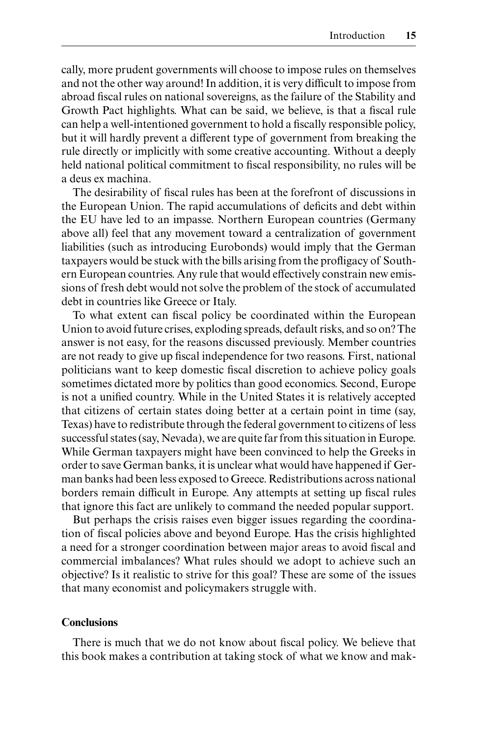cally, more prudent governments will choose to impose rules on themselves and not the other way around! In addition, it is very difficult to impose from abroad fiscal rules on national sovereigns, as the failure of the Stability and Growth Pact highlights. What can be said, we believe, is that a fiscal rule can help a well-intentioned government to hold a fiscally responsible policy, but it will hardly prevent a different type of government from breaking the rule directly or implicitly with some creative accounting. Without a deeply held national political commitment to fiscal responsibility, no rules will be a deus ex machina.

The desirability of fiscal rules has been at the forefront of discussions in the European Union. The rapid accumulations of deficits and debt within the EU have led to an impasse. Northern European countries (Germany above all) feel that any movement toward a centralization of government liabilities (such as introducing Eurobonds) would imply that the German taxpayers would be stuck with the bills arising from the profligacy of Southern European countries. Any rule that would effectively constrain new emissions of fresh debt would not solve the problem of the stock of accumulated debt in countries like Greece or Italy.

To what extent can fiscal policy be coordinated within the European Union to avoid future crises, exploding spreads, default risks, and so on? The answer is not easy, for the reasons discussed previously. Member countries are not ready to give up fiscal independence for two reasons. First, national politicians want to keep domestic fiscal discretion to achieve policy goals sometimes dictated more by politics than good economics. Second, Europe is not a unified country. While in the United States it is relatively accepted that citizens of certain states doing better at a certain point in time (say, Texas) have to redistribute through the federal government to citizens of less successful states (say, Nevada), we are quite far from this situation in Europe. While German taxpayers might have been convinced to help the Greeks in order to save German banks, it is unclear what would have happened if German banks had been less exposed to Greece. Redistributions across national borders remain difficult in Europe. Any attempts at setting up fiscal rules that ignore this fact are unlikely to command the needed popular support.

But perhaps the crisis raises even bigger issues regarding the coordination of fiscal policies above and beyond Europe. Has the crisis highlighted a need for a stronger coordination between major areas to avoid fiscal and commercial imbalances? What rules should we adopt to achieve such an objective? Is it realistic to strive for this goal? These are some of the issues that many economist and policymakers struggle with.

## Conclusions

There is much that we do not know about fiscal policy. We believe that this book makes a contribution at taking stock of what we know and mak-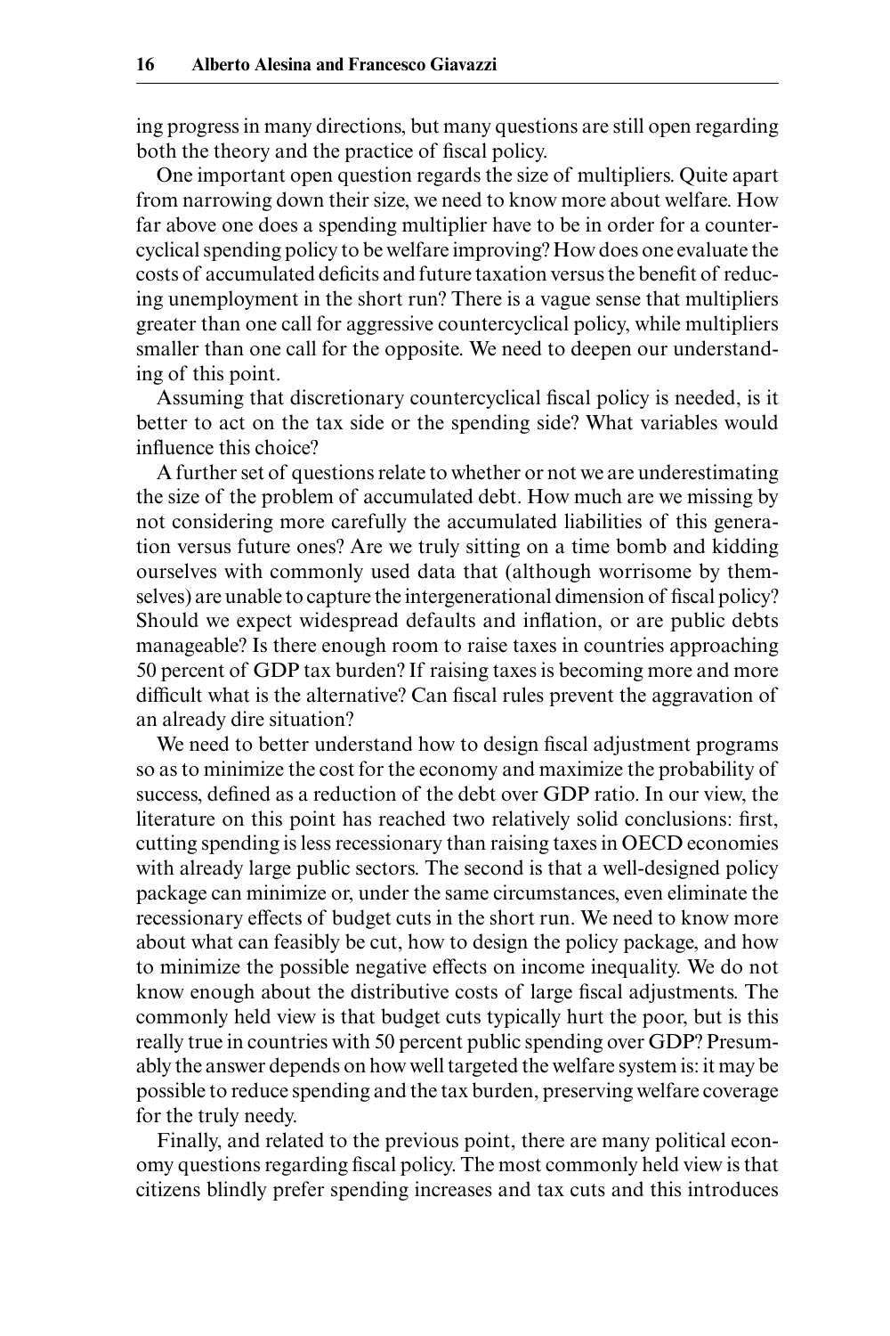ing progress in many directions, but many questions are still open regarding both the theory and the practice of fiscal policy.

One important open question regards the size of multipliers. Quite apart from narrowing down their size, we need to know more about welfare. How far above one does a spending multiplier have to be in order for a countercyclical spending policy to be welfare improving? How does one evaluate the costs of accumulated deficits and future taxation versus the benefit of reducing unemployment in the short run? There is a vague sense that multipliers greater than one call for aggressive countercyclical policy, while multipliers smaller than one call for the opposite. We need to deepen our understanding of this point.

Assuming that discretionary countercyclical fiscal policy is needed, is it better to act on the tax side or the spending side? What variables would influence this choice?

A further set of questions relate to whether or not we are underestimating the size of the problem of accumulated debt. How much are we missing by not considering more carefully the accumulated liabilities of this generation versus future ones? Are we truly sitting on a time bomb and kidding ourselves with commonly used data that (although worrisome by themselves) are unable to capture the intergenerational dimension of fiscal policy? Should we expect widespread defaults and inflation, or are public debts manageable? Is there enough room to raise taxes in countries approaching 50 percent of GDP tax burden? If raising taxes is becoming more and more difficult what is the alternative? Can fiscal rules prevent the aggravation of an already dire situation?

We need to better understand how to design fiscal adjustment programs so as to minimize the cost for the economy and maximize the probability of success, defined as a reduction of the debt over GDP ratio. In our view, the literature on this point has reached two relatively solid conclusions: first, cutting spending is less recessionary than raising taxes in OECD economies with already large public sectors. The second is that a well-designed policy package can minimize or, under the same circumstances, even eliminate the recessionary effects of budget cuts in the short run. We need to know more about what can feasibly be cut, how to design the policy package, and how to minimize the possible negative effects on income inequality. We do not know enough about the distributive costs of large fiscal adjustments. The commonly held view is that budget cuts typically hurt the poor, but is this really true in countries with 50 percent public spending over GDP? Presumably the answer depends on how well targeted the welfare system is: it may be possible to reduce spending and the tax burden, preserving welfare coverage for the truly needy.

Finally, and related to the previous point, there are many political economy questions regarding fiscal policy. The most commonly held view is that citizens blindly prefer spending increases and tax cuts and this introduces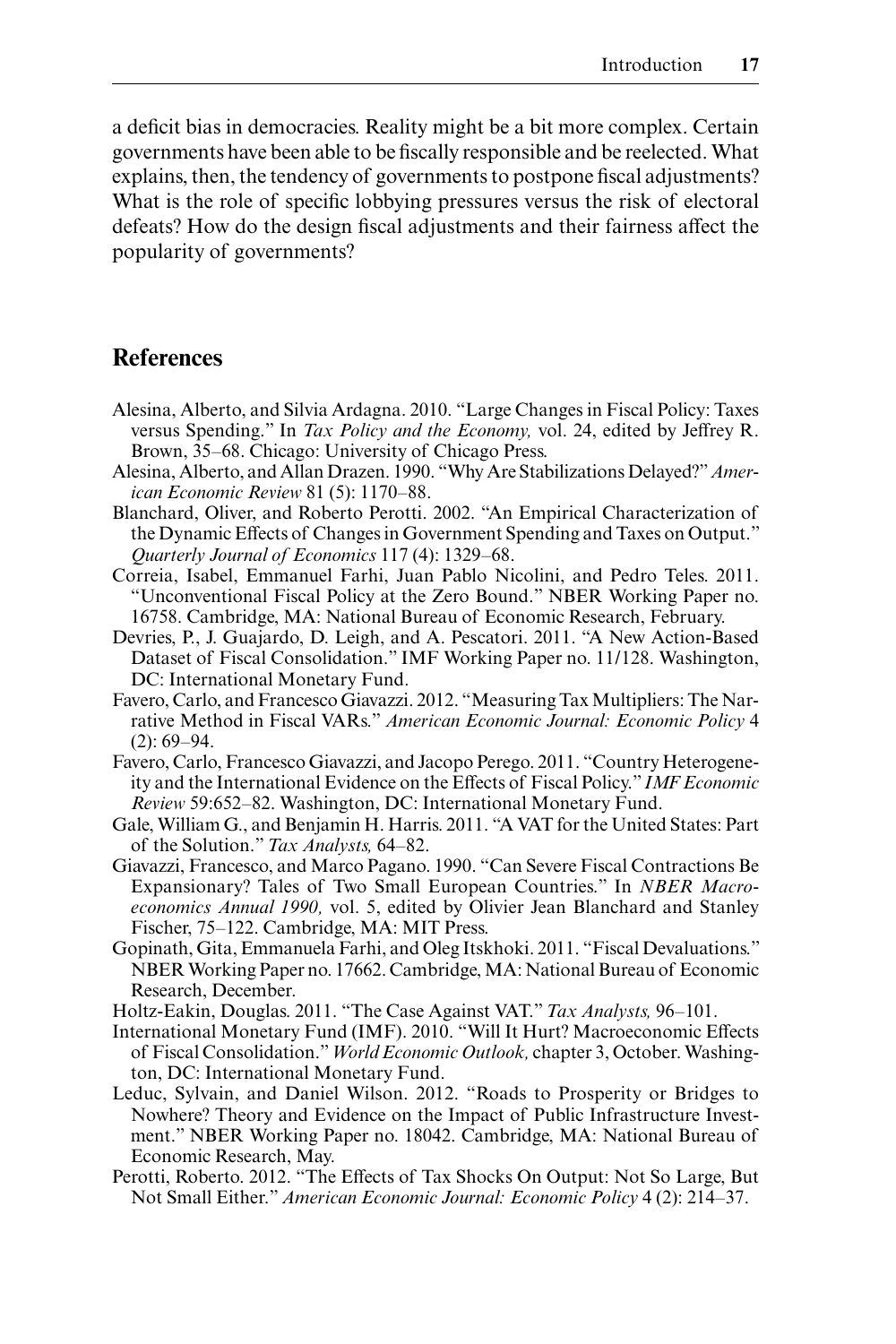a deficit bias in democracies. Reality might be a bit more complex. Certain governments have been able to be fiscally responsible and be reelected. What explains, then, the tendency of governments to postpone fiscal adjustments? What is the role of specific lobbying pressures versus the risk of electoral defeats? How do the design fiscal adjustments and their fairness affect the popularity of governments?

## References

Alesina, Alberto, and Silvia Ardagna. 2010. "Large Changes in Fiscal Policy: Taxes versus Spending." In *Tax Policy and the Economy,* vol. 24, edited by Jeffrey R. Brown, 35–68. Chicago: University of Chicago Press.

Alesina, Alberto, and Allan Drazen. 1990. "Why Are Stabilizations Delayed?" *American Economic Review* 81 (5): 1170–88.

Blanchard, Oliver, and Roberto Perotti. 2002. "An Empirical Characterization of the Dynamic Effects of Changes in Government Spending and Taxes on Output." *Quarterly Journal of Economics* 117 (4): 1329–68.

Correia, Isabel, Emmanuel Farhi, Juan Pablo Nicolini, and Pedro Teles. 2011. "Unconventional Fiscal Policy at the Zero Bound." NBER Working Paper no. 16758. Cambridge, MA: National Bureau of Economic Research, February.

Devries, P., J. Guajardo, D. Leigh, and A. Pescatori. 2011. "A New Action-Based Dataset of Fiscal Consolidation." IMF Working Paper no. 11/128. Washington, DC: International Monetary Fund.

Favero, Carlo, and Francesco Giavazzi. 2012. "Measuring Tax Multipliers: The Narrative Method in Fiscal VARs." *American Economic Journal: Economic Policy* 4 (2): 69–94.

Favero, Carlo, Francesco Giavazzi, and Jacopo Perego. 2011. "Country Heterogeneity and the International Evidence on the Effects of Fiscal Policy." *IMF Economic Review* 59:652–82. Washington, DC: International Monetary Fund.

Gale, William G., and Benjamin H. Harris. 2011. "A VAT for the United States: Part of the Solution." *Tax Analysts,* 64–82.

Giavazzi, Francesco, and Marco Pagano. 1990. "Can Severe Fiscal Contractions Be Expansionary? Tales of Two Small European Countries." In *NBER Macroeconomics Annual 1990,* vol. 5, edited by Olivier Jean Blanchard and Stanley Fischer, 75–122. Cambridge, MA: MIT Press.

Gopinath, Gita, Emmanuela Farhi, and Oleg Itskhoki. 2011. "Fiscal Devaluations." NBER Working Paper no. 17662. Cambridge, MA: National Bureau of Economic Research, December.

Holtz-Eakin, Douglas. 2011. "The Case Against VAT." *Tax Analysts,* 96–101.

International Monetary Fund (IMF). 2010. "Will It Hurt? Macroeconomic Effects of Fiscal Consolidation." *World Economic Outlook,* chapter 3, October. Washington, DC: International Monetary Fund.

Leduc, Sylvain, and Daniel Wilson. 2012. "Roads to Prosperity or Bridges to Nowhere? Theory and Evidence on the Impact of Public Infrastructure Investment." NBER Working Paper no. 18042. Cambridge, MA: National Bureau of Economic Research, May.

Perotti, Roberto. 2012. "The Effects of Tax Shocks On Output: Not So Large, But Not Small Either." *American Economic Journal: Economic Policy* 4 (2): 214–37.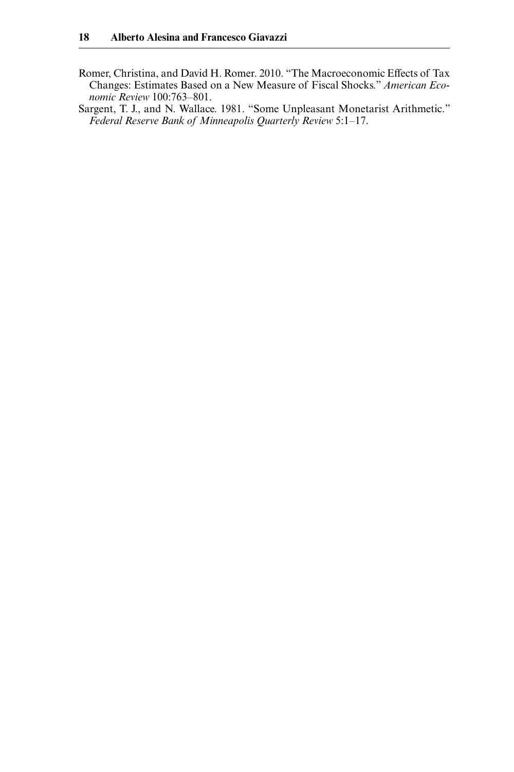Romer, Christina, and David H. Romer. 2010. "The Macroeconomic Effects of Tax Changes: Estimates Based on a New Measure of Fiscal Shocks." *American Economic Review* 100:763–801.

Sargent, T. J., and N. Wallace. 1981. "Some Unpleasant Monetarist Arithmetic." *Federal Reserve Bank of Minneapolis Quarterly Review* 5:1–17.